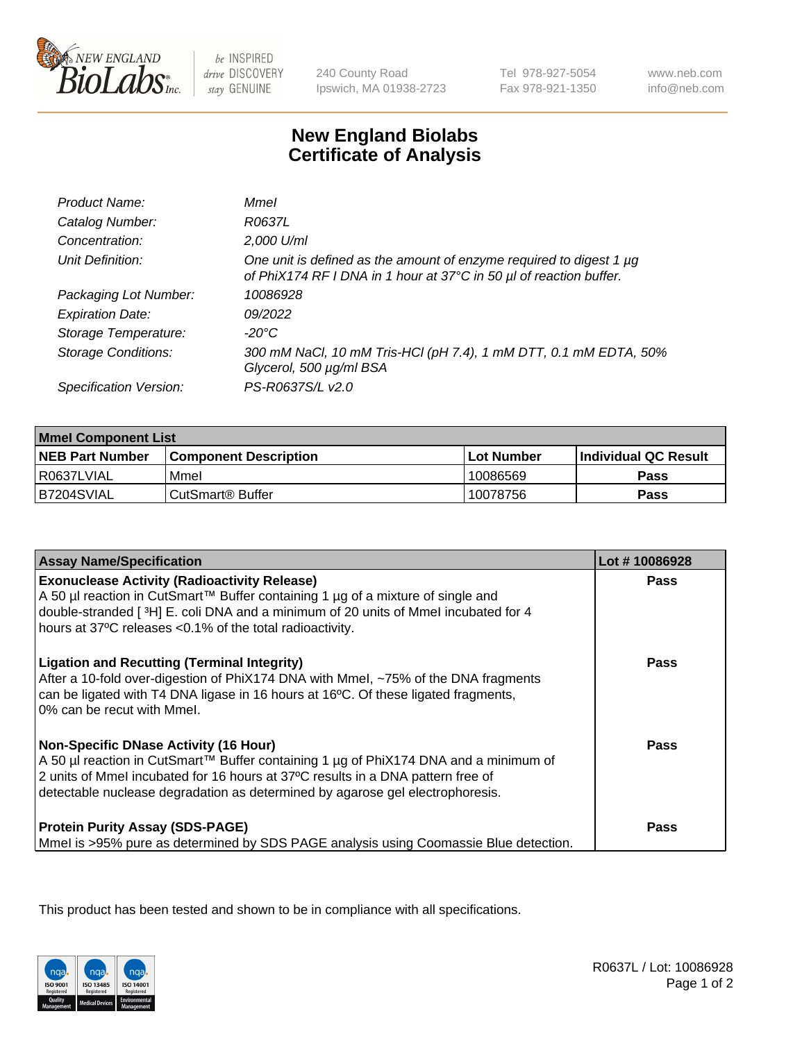# New England Biolabs Certificate of Analysis

| | |
|---|---|
| *Product Name:* | *MmeI* |
| *Catalog Number:* | *R0637L* |
| *Concentration:* | *2,000 U/ml* |
| *Unit Definition:* | *One unit is defined as the amount of enzyme required to digest 1 µg of PhiX174 RF I DNA in 1 hour at 37°C in 50 µl of reaction buffer.* |
| *Packaging Lot Number:* | *10086928* |
| *Expiration Date:* | *09/2022* |
| *Storage Temperature:* | *-20°C* |
| *Storage Conditions:* | *300 mM NaCl, 10 mM Tris-HCl (pH 7.4), 1 mM DTT, 0.1 mM EDTA, 50% Glycerol, 500 µg/ml BSA* |
| *Specification Version:* | *PS-R0637S/L v2.0* |

| **MmeI Component List** | | | |
|---|---|---|---|
| **NEB Part Number** | **Component Description** | **Lot Number** | **Individual QC Result** |
| R0637LVIAL | MmeI | 10086569 | **Pass** |
| B7204SVIAL | CutSmart® Buffer | 10078756 | **Pass** |

| **Assay Name/Specification** | **Lot # 10086928** |
|---|---|
| **Exonuclease Activity (Radioactivity Release)** A 50 µl reaction in CutSmart™ Buffer containing 1 µg of a mixture of single and double-stranded [ $^3$H] E. coli DNA and a minimum of 20 units of MmeI incubated for 4 hours at 37ºC releases <0.1% of the total radioactivity. | **Pass** |
| **Ligation and Recutting (Terminal Integrity)** After a 10-fold over-digestion of PhiX174 DNA with MmeI, ~75% of the DNA fragments can be ligated with T4 DNA ligase in 16 hours at 16ºC. Of these ligated fragments, 0% can be recut with MmeI. | **Pass** |
| **Non-Specific DNase Activity (16 Hour)** A 50 µl reaction in CutSmart™ Buffer containing 1 µg of PhiX174 DNA and a minimum of 2 units of MmeI incubated for 16 hours at 37ºC results in a DNA pattern free of detectable nuclease degradation as determined by agarose gel electrophoresis. | **Pass** |
| **Protein Purity Assay (SDS-PAGE)** MmeI is >95% pure as determined by SDS PAGE analysis using Coomassie Blue detection. | **Pass** |

This product has been tested and shown to be in compliance with all specifications.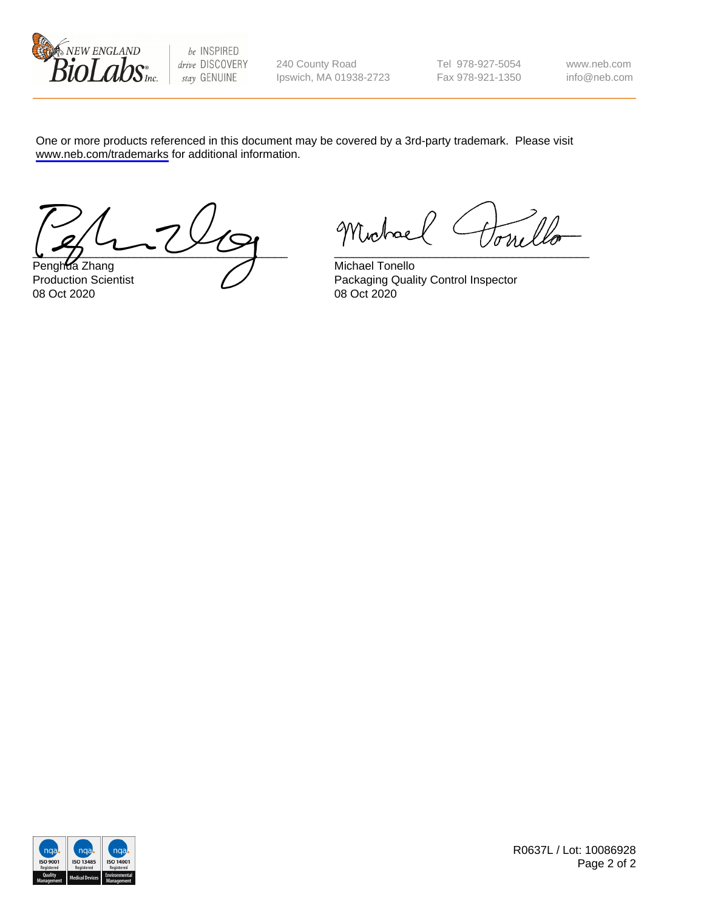One or more products referenced in this document may be covered by a 3rd-party trademark. Please visit www.neb.com/trademarks for additional information.

Penghua Zhang
Production Scientist
08 Oct 2020

Michael Tonello
Packaging Quality Control Inspector
08 Oct 2020

R0637L / Lot: 10086928